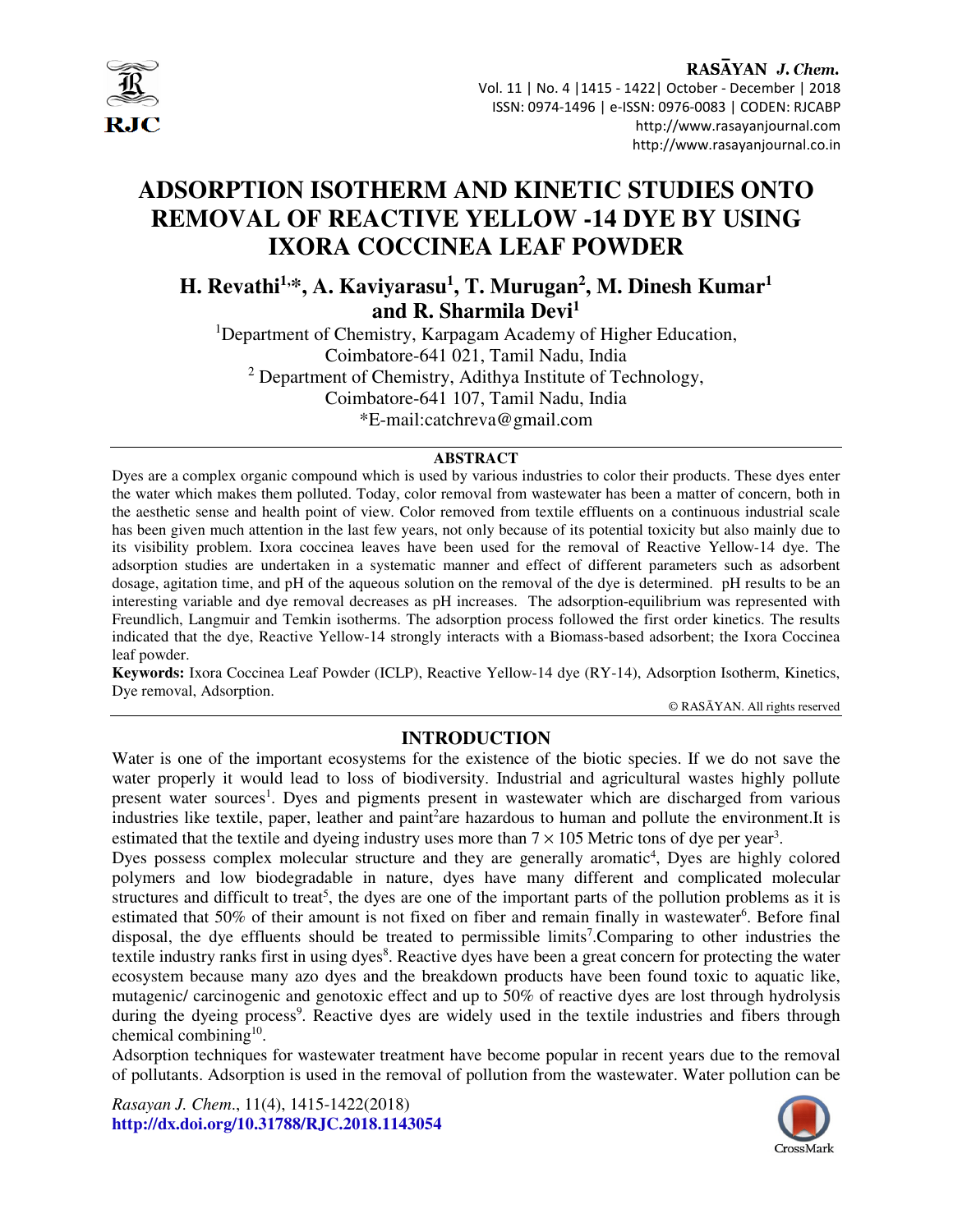# ADSORPTION ISOTHERM AND KINETIC STUDIES ONTO REMOVAL OF REACTIVE YELLOW -14 DYE BY USING IXORA COCCINEA LEAF POWDER

**H. Revathi[1,*], A. Kaviyarasu[1], T. Murugan[2], M. Dinesh Kumar[1] and R. Sharmila Devi[1]**

[1]Department of Chemistry, Karpagam Academy of Higher Education, Coimbatore-641 021, Tamil Nadu, India

[2] Department of Chemistry, Adithya Institute of Technology, Coimbatore-641 107, Tamil Nadu, India

*E-mail:catchreva@gmail.com

## ABSTRACT

Dyes are a complex organic compound which is used by various industries to color their products. These dyes enter the water which makes them polluted. Today, color removal from wastewater has been a matter of concern, both in the aesthetic sense and health point of view. Color removed from textile effluents on a continuous industrial scale has been given much attention in the last few years, not only because of its potential toxicity but also mainly due to its visibility problem. Ixora coccinea leaves have been used for the removal of Reactive Yellow-14 dye. The adsorption studies are undertaken in a systematic manner and effect of different parameters such as adsorbent dosage, agitation time, and pH of the aqueous solution on the removal of the dye is determined. pH results to be an interesting variable and dye removal decreases as pH increases. The adsorption-equilibrium was represented with Freundlich, Langmuir and Temkin isotherms. The adsorption process followed the first order kinetics. The results indicated that the dye, Reactive Yellow-14 strongly interacts with a Biomass-based adsorbent; the Ixora Coccinea leaf powder.

**Keywords:** Ixora Coccinea Leaf Powder (ICLP), Reactive Yellow-14 dye (RY-14), Adsorption Isotherm, Kinetics, Dye removal, Adsorption.

© RASĀYAN. All rights reserved

## INTRODUCTION

Water is one of the important ecosystems for the existence of the biotic species. If we do not save the water properly it would lead to loss of biodiversity. Industrial and agricultural wastes highly pollute present water sources[1]. Dyes and pigments present in wastewater which are discharged from various industries like textile, paper, leather and paint[2]are hazardous to human and pollute the environment.It is estimated that the textile and dyeing industry uses more than $7 \times 105$ Metric tons of dye per year[3].

Dyes possess complex molecular structure and they are generally aromatic[4], Dyes are highly colored polymers and low biodegradable in nature, dyes have many different and complicated molecular structures and difficult to treat[5], the dyes are one of the important parts of the pollution problems as it is estimated that 50% of their amount is not fixed on fiber and remain finally in wastewater[6]. Before final disposal, the dye effluents should be treated to permissible limits[7].Comparing to other industries the textile industry ranks first in using dyes[8]. Reactive dyes have been a great concern for protecting the water ecosystem because many azo dyes and the breakdown products have been found toxic to aquatic like, mutagenic/ carcinogenic and genotoxic effect and up to 50% of reactive dyes are lost through hydrolysis during the dyeing process[9]. Reactive dyes are widely used in the textile industries and fibers through chemical combining[10].

Adsorption techniques for wastewater treatment have become popular in recent years due to the removal of pollutants. Adsorption is used in the removal of pollution from the wastewater. Water pollution can be

*Rasayan J. Chem.*, 11(4), 1415-1422(2018)

http://dx.doi.org/10.31788/RJC.2018.1143054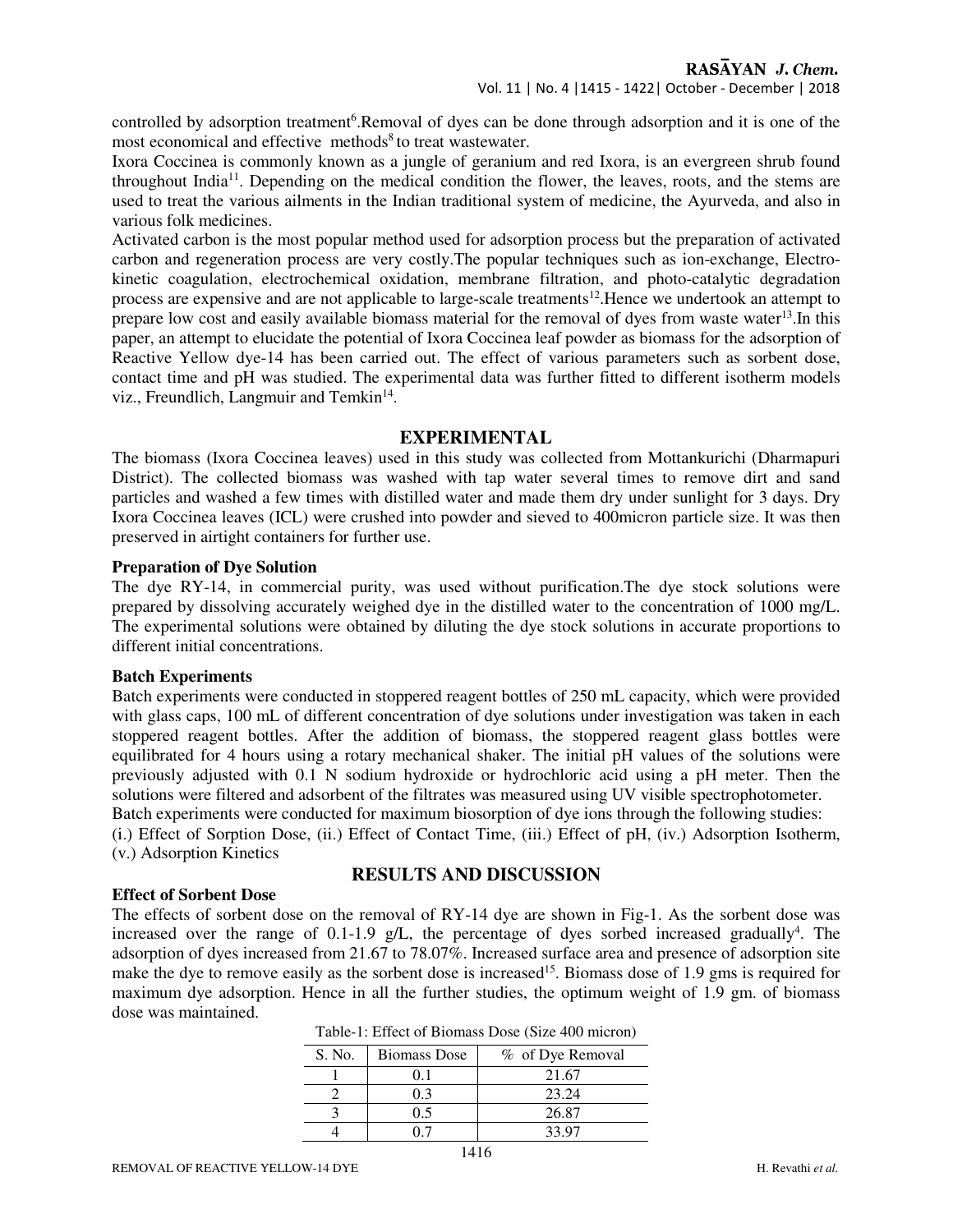controlled by adsorption treatment[6].Removal of dyes can be done through adsorption and it is one of the most economical and effective methods[8] to treat wastewater.

Ixora Coccinea is commonly known as a jungle of geranium and red Ixora, is an evergreen shrub found throughout India[11]. Depending on the medical condition the flower, the leaves, roots, and the stems are used to treat the various ailments in the Indian traditional system of medicine, the Ayurveda, and also in various folk medicines.

Activated carbon is the most popular method used for adsorption process but the preparation of activated carbon and regeneration process are very costly.The popular techniques such as ion-exchange, Electro-kinetic coagulation, electrochemical oxidation, membrane filtration, and photo-catalytic degradation process are expensive and are not applicable to large-scale treatments[12].Hence we undertook an attempt to prepare low cost and easily available biomass material for the removal of dyes from waste water[13].In this paper, an attempt to elucidate the potential of Ixora Coccinea leaf powder as biomass for the adsorption of Reactive Yellow dye-14 has been carried out. The effect of various parameters such as sorbent dose, contact time and pH was studied. The experimental data was further fitted to different isotherm models viz., Freundlich, Langmuir and Temkin[14].

## EXPERIMENTAL

The biomass (Ixora Coccinea leaves) used in this study was collected from Mottankurichi (Dharmapuri District). The collected biomass was washed with tap water several times to remove dirt and sand particles and washed a few times with distilled water and made them dry under sunlight for 3 days. Dry Ixora Coccinea leaves (ICL) were crushed into powder and sieved to 400micron particle size. It was then preserved in airtight containers for further use.

### Preparation of Dye Solution

The dye RY-14, in commercial purity, was used without purification.The dye stock solutions were prepared by dissolving accurately weighed dye in the distilled water to the concentration of 1000 mg/L. The experimental solutions were obtained by diluting the dye stock solutions in accurate proportions to different initial concentrations.

### Batch Experiments

Batch experiments were conducted in stoppered reagent bottles of 250 mL capacity, which were provided with glass caps, 100 mL of different concentration of dye solutions under investigation was taken in each stoppered reagent bottles. After the addition of biomass, the stoppered reagent glass bottles were equilibrated for 4 hours using a rotary mechanical shaker. The initial pH values of the solutions were previously adjusted with 0.1 N sodium hydroxide or hydrochloric acid using a pH meter. Then the solutions were filtered and adsorbent of the filtrates was measured using UV visible spectrophotometer.

Batch experiments were conducted for maximum biosorption of dye ions through the following studies: (i.) Effect of Sorption Dose, (ii.) Effect of Contact Time, (iii.) Effect of pH, (iv.) Adsorption Isotherm, (v.) Adsorption Kinetics

## RESULTS AND DISCUSSION

### Effect of Sorbent Dose

The effects of sorbent dose on the removal of RY-14 dye are shown in Fig-1. As the sorbent dose was increased over the range of 0.1-1.9 g/L, the percentage of dyes sorbed increased gradually[4]. The adsorption of dyes increased from 21.67 to 78.07%. Increased surface area and presence of adsorption site make the dye to remove easily as the sorbent dose is increased[15]. Biomass dose of 1.9 gms is required for maximum dye adsorption. Hence in all the further studies, the optimum weight of 1.9 gm. of biomass dose was maintained.

Table-1: Effect of Biomass Dose (Size 400 micron)

| S. No. | Biomass Dose | % of Dye Removal |
|---|---|---|
| 1 | 0.1 | 21.67 |
| 2 | 0.3 | 23.24 |
| 3 | 0.5 | 26.87 |
| 4 | 0.7 | 33.97 |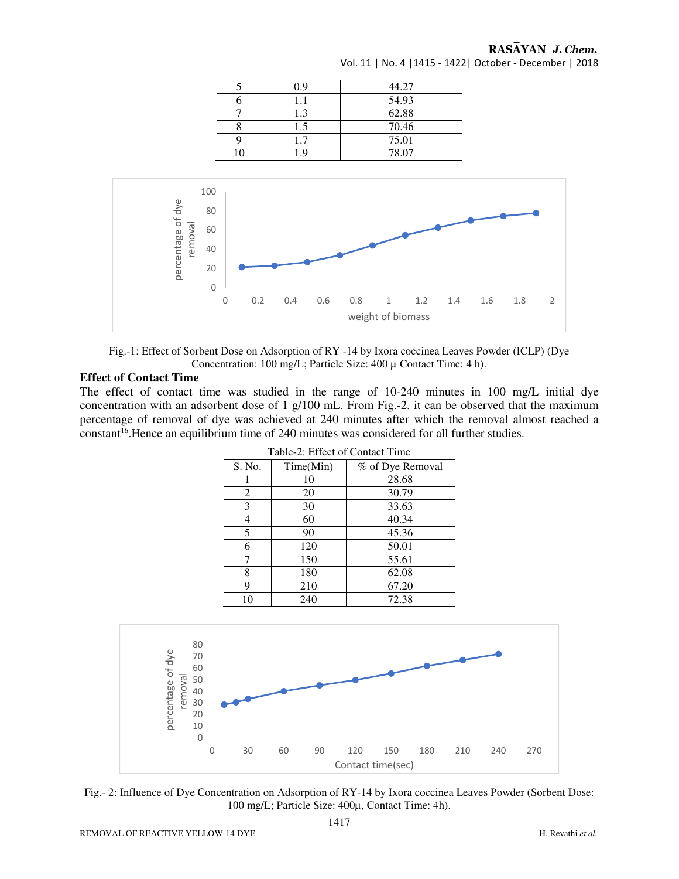| 5 | 0.9 | 44.27 |
|---|---|---|
| 6 | 1.1 | 54.93 |
| 7 | 1.3 | 62.88 |
| 8 | 1.5 | 70.46 |
| 9 | 1.7 | 75.01 |
| 10 | 1.9 | 78.07 |

Fig.-1: Effect of Sorbent Dose on Adsorption of RY -14 by Ixora coccinea Leaves Powder (ICLP) (Dye Concentration: 100 mg/L; Particle Size: 400 µ Contact Time: 4 h).

**Effect of Contact Time**

The effect of contact time was studied in the range of 10-240 minutes in 100 mg/L initial dye concentration with an adsorbent dose of 1 g/100 mL. From Fig.-2. it can be observed that the maximum percentage of removal of dye was achieved at 240 minutes after which the removal almost reached a constant[16].Hence an equilibrium time of 240 minutes was considered for all further studies.

Table-2: Effect of Contact Time

| S. No. | Time(Min) | % of Dye Removal |
|---|---|---|
| 1 | 10 | 28.68 |
| 2 | 20 | 30.79 |
| 3 | 30 | 33.63 |
| 4 | 60 | 40.34 |
| 5 | 90 | 45.36 |
| 6 | 120 | 50.01 |
| 7 | 150 | 55.61 |
| 8 | 180 | 62.08 |
| 9 | 210 | 67.20 |
| 10 | 240 | 72.38 |

Fig.- 2: Influence of Dye Concentration on Adsorption of RY-14 by Ixora coccinea Leaves Powder (Sorbent Dose: 100 mg/L; Particle Size: 400µ, Contact Time: 4h).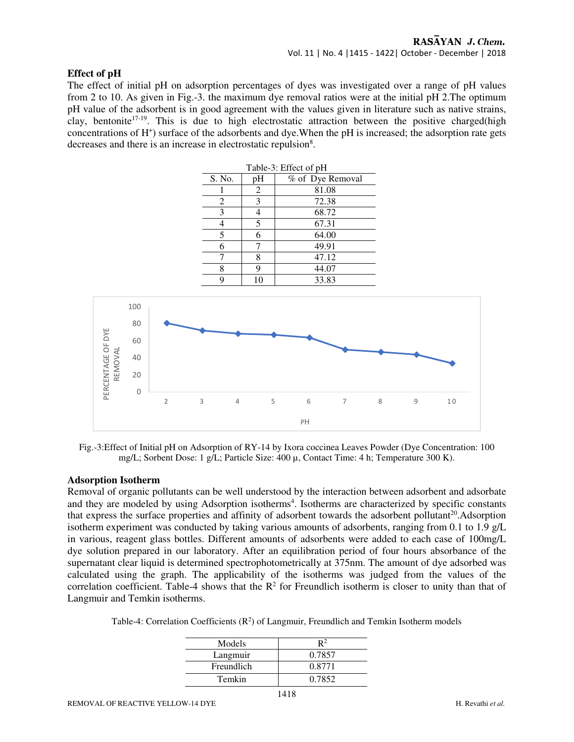### Effect of pH

The effect of initial pH on adsorption percentages of dyes was investigated over a range of pH values from 2 to 10. As given in Fig.-3. the maximum dye removal ratios were at the initial pH 2.The optimum pH value of the adsorbent is in good agreement with the values given in literature such as native strains, clay, bentonite[17-19]. This is due to high electrostatic attraction between the positive charged(high concentrations of $H^+$) surface of the adsorbents and dye.When the pH is increased; the adsorption rate gets decreases and there is an increase in electrostatic repulsion[8].

Table-3: Effect of pH

| S. No. | pH | % of Dye Removal |
|---|---|---|
| 1 | 2 | 81.08 |
| 2 | 3 | 72.38 |
| 3 | 4 | 68.72 |
| 4 | 5 | 67.31 |
| 5 | 6 | 64.00 |
| 6 | 7 | 49.91 |
| 7 | 8 | 47.12 |
| 8 | 9 | 44.07 |
| 9 | 10 | 33.83 |

Fig.-3:Effect of Initial pH on Adsorption of RY-14 by Ixora coccinea Leaves Powder (Dye Concentration: 100 mg/L; Sorbent Dose: 1 g/L; Particle Size: 400 μ, Contact Time: 4 h; Temperature 300 K).

### Adsorption Isotherm

Removal of organic pollutants can be well understood by the interaction between adsorbent and adsorbate and they are modeled by using Adsorption isotherms[4]. Isotherms are characterized by specific constants that express the surface properties and affinity of adsorbent towards the adsorbent pollutant[20].Adsorption isotherm experiment was conducted by taking various amounts of adsorbents, ranging from 0.1 to 1.9 g/L in various, reagent glass bottles. Different amounts of adsorbents were added to each case of 100mg/L dye solution prepared in our laboratory. After an equilibration period of four hours absorbance of the supernatant clear liquid is determined spectrophotometrically at 375nm. The amount of dye adsorbed was calculated using the graph. The applicability of the isotherms was judged from the values of the correlation coefficient. Table-4 shows that the $R^2$ for Freundlich isotherm is closer to unity than that of Langmuir and Temkin isotherms.

Table-4: Correlation Coefficients ($R^2$) of Langmuir, Freundlich and Temkin Isotherm models

| Models | $R^2$ |
|---|---|
| Langmuir | 0.7857 |
| Freundlich | 0.8771 |
| Temkin | 0.7852 |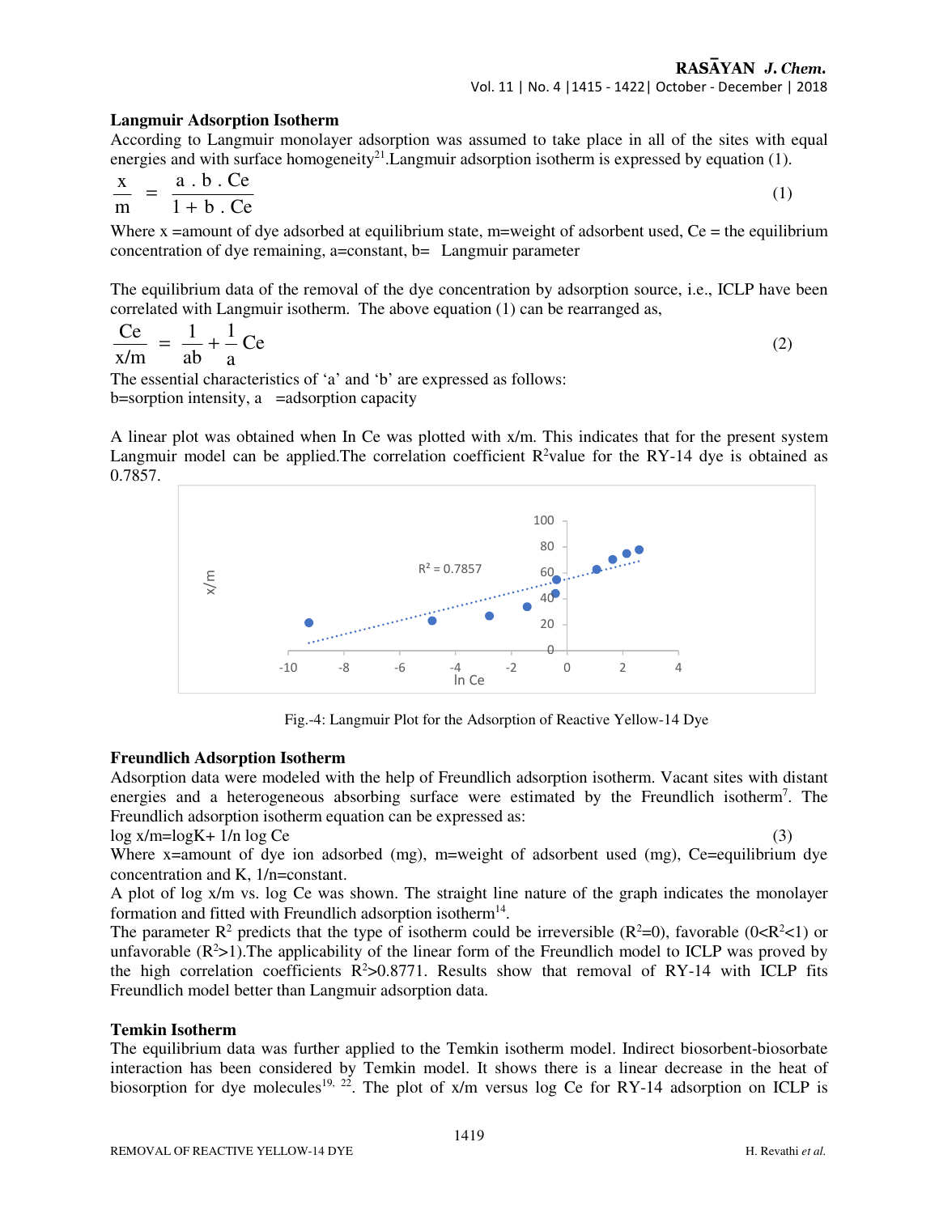### Langmuir Adsorption Isotherm

According to Langmuir monolayer adsorption was assumed to take place in all of the sites with equal energies and with surface homogeneity[21].Langmuir adsorption isotherm is expressed by equation (1).

$$\frac{x}{m} = \frac{a \cdot b \cdot Ce}{1 + b \cdot Ce} \tag{1}$$

Where x =amount of dye adsorbed at equilibrium state, m=weight of adsorbent used, Ce = the equilibrium concentration of dye remaining, a=constant, b= Langmuir parameter

The equilibrium data of the removal of the dye concentration by adsorption source, i.e., ICLP have been correlated with Langmuir isotherm. The above equation (1) can be rearranged as,

$$\frac{Ce}{x/m} = \frac{1}{ab} + \frac{1}{a} Ce \tag{2}$$

The essential characteristics of 'a' and 'b' are expressed as follows:
b=sorption intensity, a =adsorption capacity

A linear plot was obtained when In Ce was plotted with x/m. This indicates that for the present system Langmuir model can be applied.The correlation coefficient $R^2$value for the RY-14 dye is obtained as 0.7857.

Fig.-4: Langmuir Plot for the Adsorption of Reactive Yellow-14 Dye

### Freundlich Adsorption Isotherm

Adsorption data were modeled with the help of Freundlich adsorption isotherm. Vacant sites with distant energies and a heterogeneous absorbing surface were estimated by the Freundlich isotherm[7]. The Freundlich adsorption isotherm equation can be expressed as:

$$\log x/m = \log K + 1/n \log Ce \tag{3}$$

Where x=amount of dye ion adsorbed (mg), m=weight of adsorbent used (mg), Ce=equilibrium dye concentration and K, 1/n=constant.

A plot of log x/m vs. log Ce was shown. The straight line nature of the graph indicates the monolayer formation and fitted with Freundlich adsorption isotherm[14].

The parameter $R^2$ predicts that the type of isotherm could be irreversible ($R^2$=0), favorable ($0<R^2<1$) or unfavorable ($R^2>1$).The applicability of the linear form of the Freundlich model to ICLP was proved by the high correlation coefficients $R^2$>0.8771. Results show that removal of RY-14 with ICLP fits Freundlich model better than Langmuir adsorption data.

### Temkin Isotherm

The equilibrium data was further applied to the Temkin isotherm model. Indirect biosorbent-biosorbate interaction has been considered by Temkin model. It shows there is a linear decrease in the heat of biosorption for dye molecules[19, 22]. The plot of x/m versus log Ce for RY-14 adsorption on ICLP is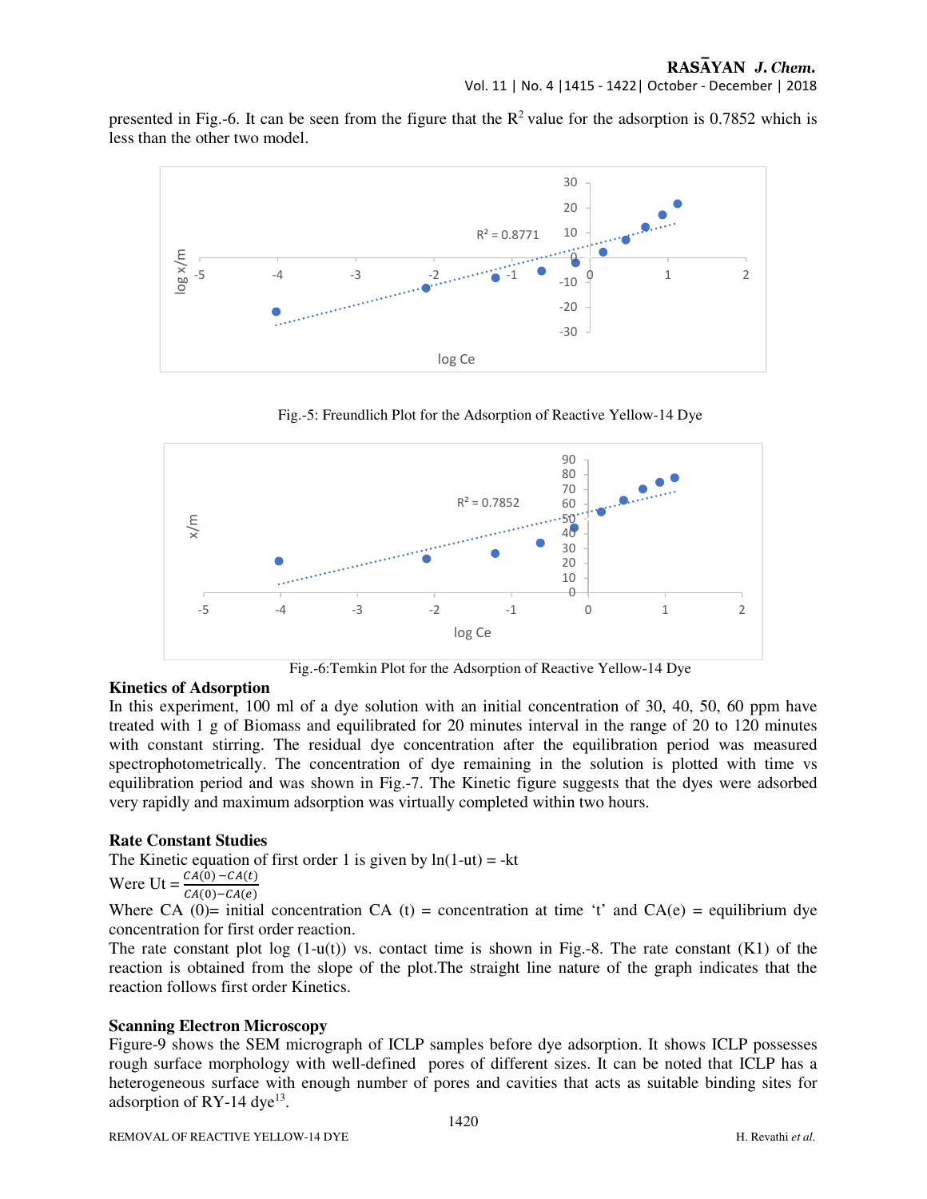presented in Fig.-6. It can be seen from the figure that the $R^2$ value for the adsorption is 0.7852 which is less than the other two model.

Fig.-5: Freundlich Plot for the Adsorption of Reactive Yellow-14 Dye

Fig.-6:Temkin Plot for the Adsorption of Reactive Yellow-14 Dye

## Kinetics of Adsorption

In this experiment, 100 ml of a dye solution with an initial concentration of 30, 40, 50, 60 ppm have treated with 1 g of Biomass and equilibrated for 20 minutes interval in the range of 20 to 120 minutes with constant stirring. The residual dye concentration after the equilibration period was measured spectrophotometrically. The concentration of dye remaining in the solution is plotted with time vs equilibration period and was shown in Fig.-7. The Kinetic figure suggests that the dyes were adsorbed very rapidly and maximum adsorption was virtually completed within two hours.

## Rate Constant Studies

The Kinetic equation of first order 1 is given by ln(1-ut) = -kt

Were $Ut = \frac{CA(0) - CA(t)}{CA(0) - CA(e)}$

Where CA (0)= initial concentration CA (t) = concentration at time 't' and CA(e) = equilibrium dye concentration for first order reaction.

The rate constant plot log (1-u(t)) vs. contact time is shown in Fig.-8. The rate constant (K1) of the reaction is obtained from the slope of the plot.The straight line nature of the graph indicates that the reaction follows first order Kinetics.

## Scanning Electron Microscopy

Figure-9 shows the SEM micrograph of ICLP samples before dye adsorption. It shows ICLP possesses rough surface morphology with well-defined pores of different sizes. It can be noted that ICLP has a heterogeneous surface with enough number of pores and cavities that acts as suitable binding sites for adsorption of RY-14 dye[13].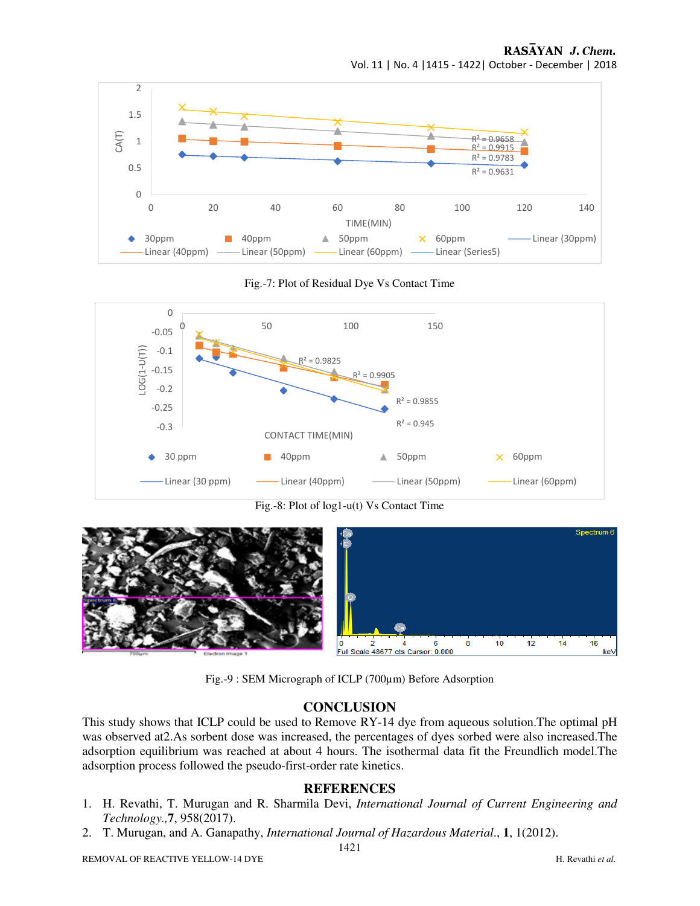Fig.-7: Plot of Residual Dye Vs Contact Time

Fig.-8: Plot of log1-u(t) Vs Contact Time

Fig.-9 : SEM Micrograph of ICLP (700µm) Before Adsorption

## CONCLUSION

This study shows that ICLP could be used to Remove RY-14 dye from aqueous solution.The optimal pH was observed at2.As sorbent dose was increased, the percentages of dyes sorbed were also increased.The adsorption equilibrium was reached at about 4 hours. The isothermal data fit the Freundlich model.The adsorption process followed the pseudo-first-order rate kinetics.

## REFERENCES

1. H. Revathi, T. Murugan and R. Sharmila Devi, *International Journal of Current Engineering and Technology.*,**7**, 958(2017).
2. T. Murugan, and A. Ganapathy, *International Journal of Hazardous Material*., **1**, 1(2012).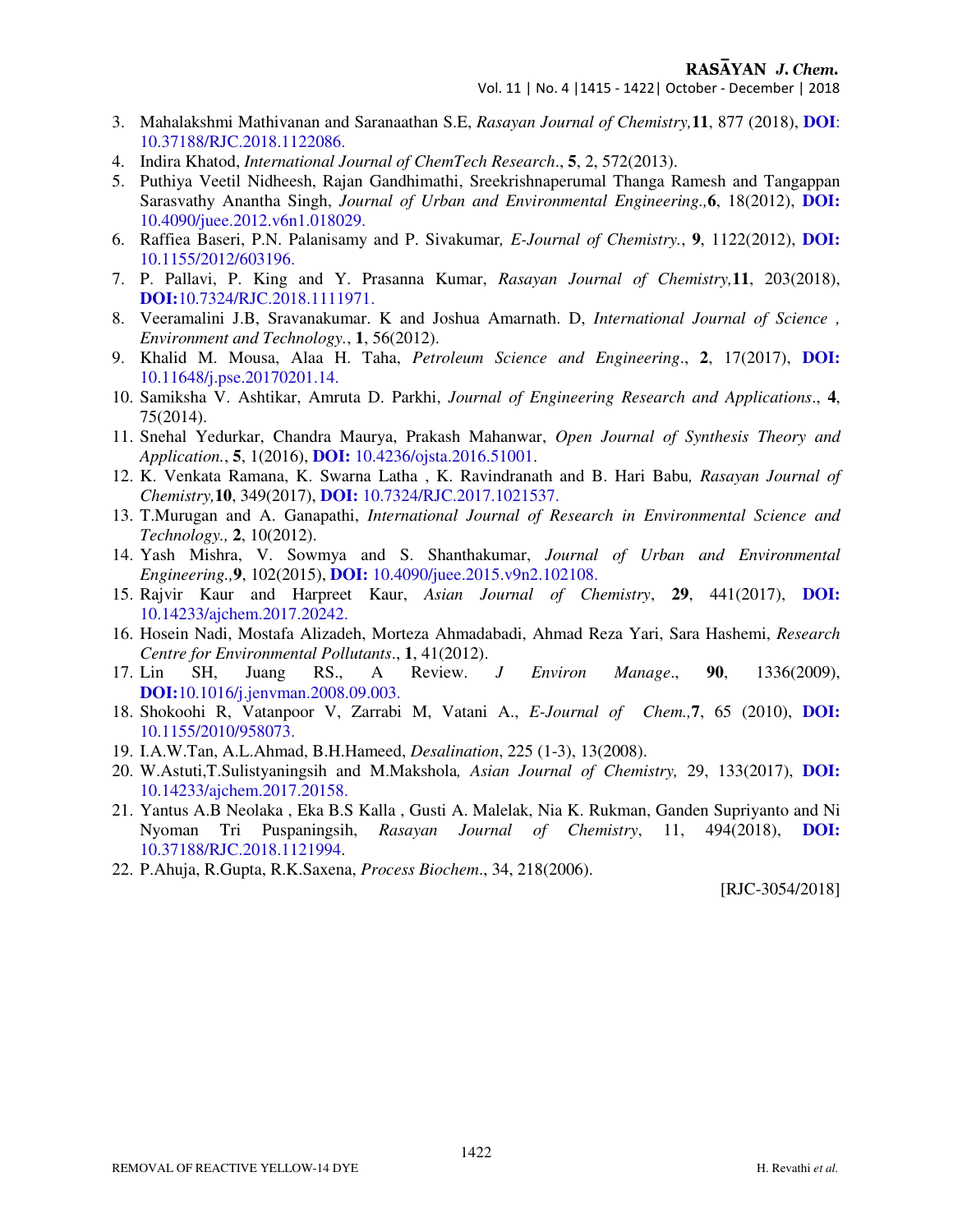3. Mahalakshmi Mathivanan and Saranaathan S.E, *Rasayan Journal of Chemistry,* **11**, 877 (2018), **DOI**: 10.37188/RJC.2018.1122086.
4. Indira Khatod, *International Journal of ChemTech Research*., **5**, 2, 572(2013).
5. Puthiya Veetil Nidheesh, Rajan Gandhimathi, Sreekrishnaperumal Thanga Ramesh and Tangappan Sarasvathy Anantha Singh, *Journal of Urban and Environmental Engineering.,* **6**, 18(2012), **DOI:** 10.4090/juee.2012.v6n1.018029.
6. Raffiea Baseri, P.N. Palanisamy and P. Sivakumar*, E-Journal of Chemistry.*, **9**, 1122(2012), **DOI:** 10.1155/2012/603196.
7. P. Pallavi, P. King and Y. Prasanna Kumar, *Rasayan Journal of Chemistry,* **11**, 203(2018), **DOI:** 10.7324/RJC.2018.1111971.
8. Veeramalini J.B, Sravanakumar. K and Joshua Amarnath. D, *International Journal of Science , Environment and Technology.*, **1**, 56(2012).
9. Khalid M. Mousa, Alaa H. Taha, *Petroleum Science and Engineering*., **2**, 17(2017), **DOI:** 10.11648/j.pse.20170201.14.
10. Samiksha V. Ashtikar, Amruta D. Parkhi, *Journal of Engineering Research and Applications*., **4**, 75(2014).
11. Snehal Yedurkar, Chandra Maurya, Prakash Mahanwar, *Open Journal of Synthesis Theory and Application.*, **5**, 1(2016), **DOI:** 10.4236/ojsta.2016.51001.
12. K. Venkata Ramana, K. Swarna Latha , K. Ravindranath and B. Hari Babu*, Rasayan Journal of Chemistry,* **10**, 349(2017), **DOI:** 10.7324/RJC.2017.1021537.
13. T.Murugan and A. Ganapathi, *International Journal of Research in Environmental Science and Technology.,* **2**, 10(2012).
14. Yash Mishra, V. Sowmya and S. Shanthakumar, *Journal of Urban and Environmental Engineering.,* **9**, 102(2015), **DOI:** 10.4090/juee.2015.v9n2.102108.
15. Rajvir Kaur and Harpreet Kaur, *Asian Journal of Chemistry*, **29**, 441(2017), **DOI:** 10.14233/ajchem.2017.20242.
16. Hosein Nadi, Mostafa Alizadeh, Morteza Ahmadabadi, Ahmad Reza Yari, Sara Hashemi, *Research Centre for Environmental Pollutants*., **1**, 41(2012).
17. Lin SH, Juang RS., A Review. *J Environ Manage*., **90**, 1336(2009), **DOI:** 10.1016/j.jenvman.2008.09.003.
18. Shokoohi R, Vatanpoor V, Zarrabi M, Vatani A., *E-Journal of Chem.,* **7**, 65 (2010), **DOI:** 10.1155/2010/958073.
19. I.A.W.Tan, A.L.Ahmad, B.H.Hameed, *Desalination*, 225 (1-3), 13(2008).
20. W.Astuti,T.Sulistyaningsih and M.Makshola*, Asian Journal of Chemistry,* 29, 133(2017), **DOI:** 10.14233/ajchem.2017.20158.
21. Yantus A.B Neolaka , Eka B.S Kalla , Gusti A. Malelak, Nia K. Rukman, Ganden Supriyanto and Ni Nyoman Tri Puspaningsih, *Rasayan Journal of Chemistry*, 11, 494(2018), **DOI:** 10.37188/RJC.2018.1121994.
22. P.Ahuja, R.Gupta, R.K.Saxena, *Process Biochem*., 34, 218(2006).

[RJC-3054/2018]